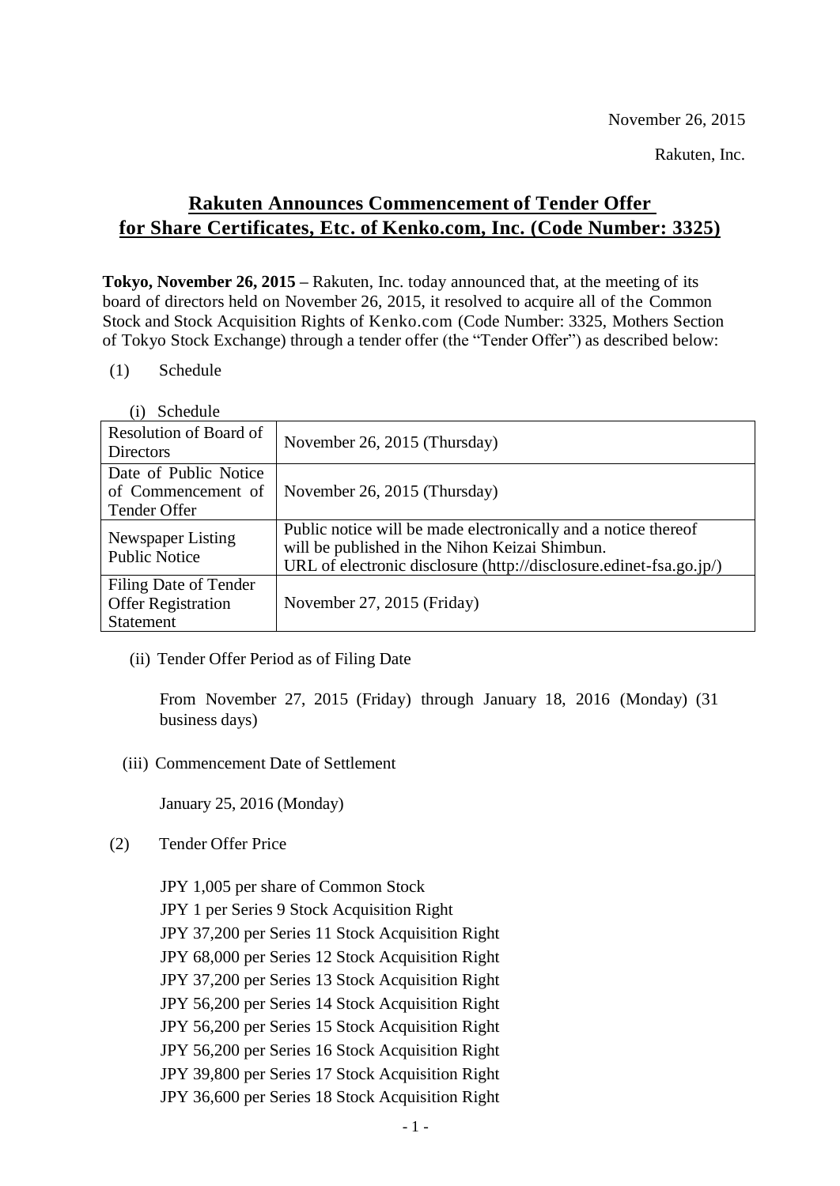November 26, 2015

Rakuten, Inc.

# Rakuten Announces Commencement of Tender Offer for Share Certificates, Etc. of Kenko.com, Inc. (Code Number: 3325)

**Tokyo, November 26, 2015 –** Rakuten, Inc. today announced that, at the meeting of its board of directors held on November 26, 2015, it resolved to acquire all of the Common Stock and Stock Acquisition Rights of Kenko.com (Code Number: 3325, Mothers Section of Tokyo Stock Exchange) through a tender offer (the "Tender Offer") as described below:

(1) Schedule

(i) Schedule

| | |
|---|---|
| Resolution of Board of Directors | November 26, 2015 (Thursday) |
| Date of Public Notice of Commencement of Tender Offer | November 26, 2015 (Thursday) |
| Newspaper Listing Public Notice | Public notice will be made electronically and a notice thereof will be published in the Nihon Keizai Shimbun.<br>URL of electronic disclosure (http://disclosure.edinet-fsa.go.jp/) |
| Filing Date of Tender Offer Registration Statement | November 27, 2015 (Friday) |

(ii) Tender Offer Period as of Filing Date

From November 27, 2015 (Friday) through January 18, 2016 (Monday) (31 business days)

(iii) Commencement Date of Settlement

January 25, 2016 (Monday)

(2) Tender Offer Price

JPY 1,005 per share of Common Stock
JPY 1 per Series 9 Stock Acquisition Right
JPY 37,200 per Series 11 Stock Acquisition Right
JPY 68,000 per Series 12 Stock Acquisition Right
JPY 37,200 per Series 13 Stock Acquisition Right
JPY 56,200 per Series 14 Stock Acquisition Right
JPY 56,200 per Series 15 Stock Acquisition Right
JPY 56,200 per Series 16 Stock Acquisition Right
JPY 39,800 per Series 17 Stock Acquisition Right
JPY 36,600 per Series 18 Stock Acquisition Right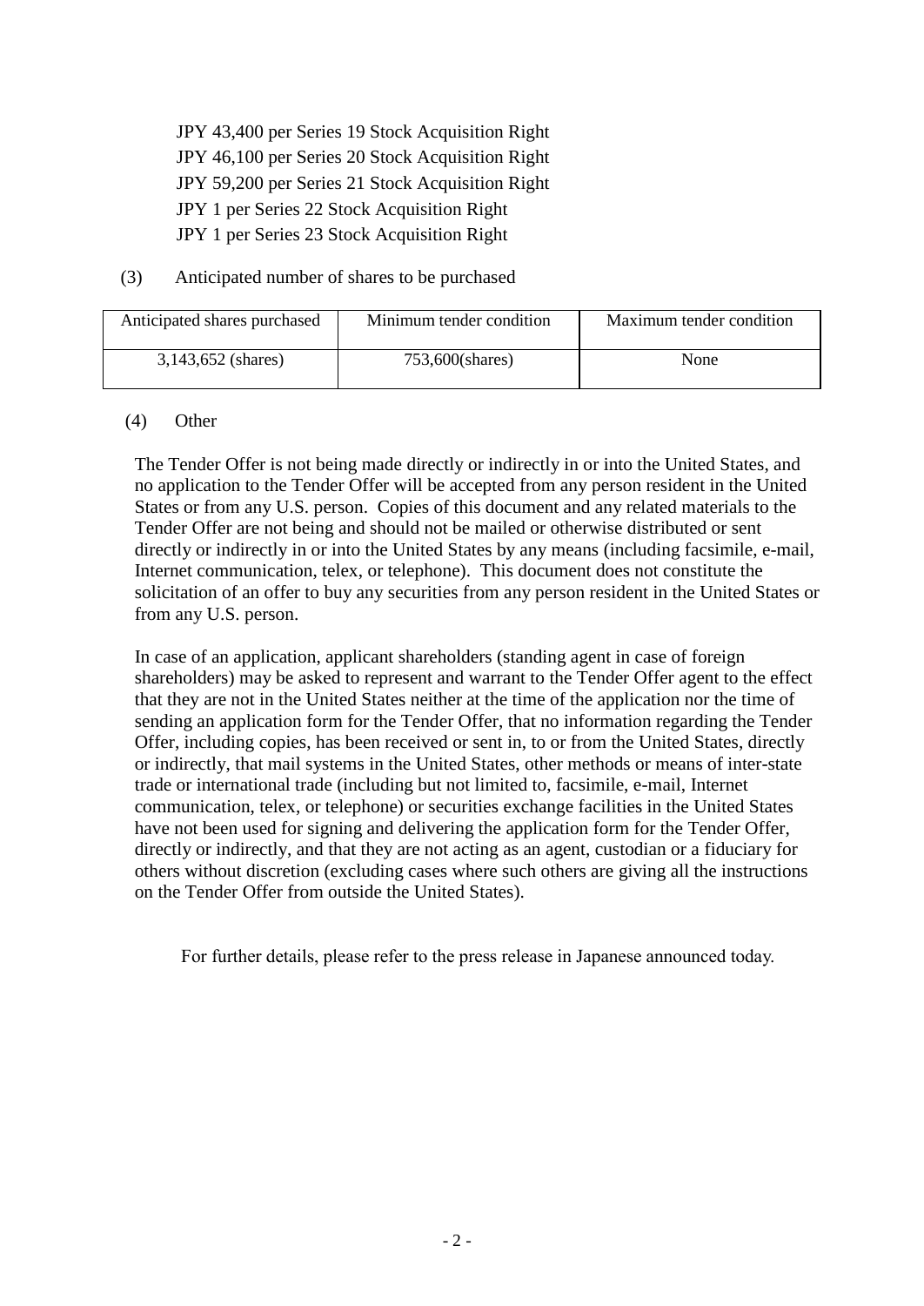JPY 43,400 per Series 19 Stock Acquisition Right
JPY 46,100 per Series 20 Stock Acquisition Right
JPY 59,200 per Series 21 Stock Acquisition Right
JPY 1 per Series 22 Stock Acquisition Right
JPY 1 per Series 23 Stock Acquisition Right

(3) Anticipated number of shares to be purchased

| Anticipated shares purchased | Minimum tender condition | Maximum tender condition |
|---|---|---|
| 3,143,652 (shares) | 753,600(shares) | None |

(4) Other

The Tender Offer is not being made directly or indirectly in or into the United States, and no application to the Tender Offer will be accepted from any person resident in the United States or from any U.S. person. Copies of this document and any related materials to the Tender Offer are not being and should not be mailed or otherwise distributed or sent directly or indirectly in or into the United States by any means (including facsimile, e-mail, Internet communication, telex, or telephone). This document does not constitute the solicitation of an offer to buy any securities from any person resident in the United States or from any U.S. person.

In case of an application, applicant shareholders (standing agent in case of foreign shareholders) may be asked to represent and warrant to the Tender Offer agent to the effect that they are not in the United States neither at the time of the application nor the time of sending an application form for the Tender Offer, that no information regarding the Tender Offer, including copies, has been received or sent in, to or from the United States, directly or indirectly, that mail systems in the United States, other methods or means of inter-state trade or international trade (including but not limited to, facsimile, e-mail, Internet communication, telex, or telephone) or securities exchange facilities in the United States have not been used for signing and delivering the application form for the Tender Offer, directly or indirectly, and that they are not acting as an agent, custodian or a fiduciary for others without discretion (excluding cases where such others are giving all the instructions on the Tender Offer from outside the United States).

For further details, please refer to the press release in Japanese announced today.